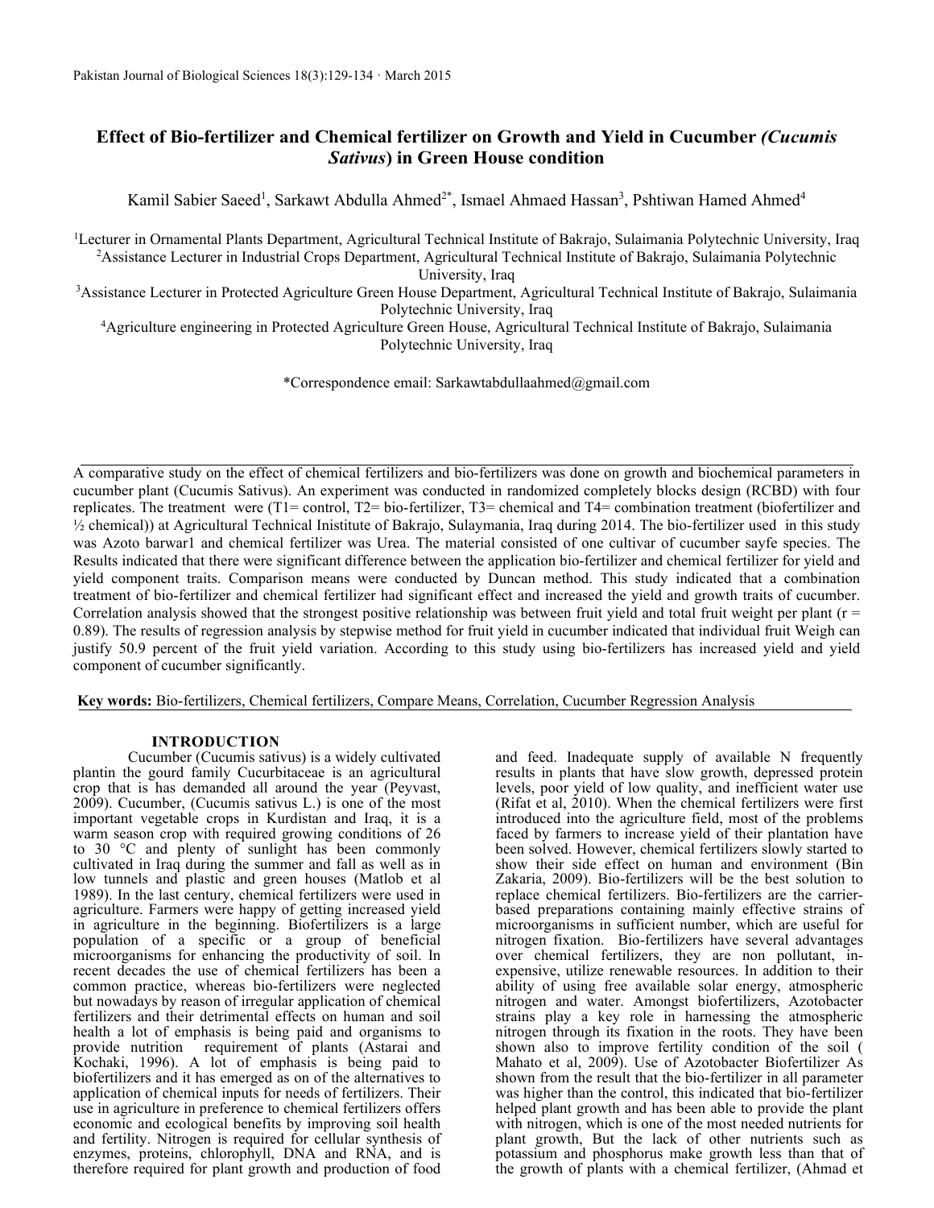# Effect of Bio-fertilizer and Chemical fertilizer on Growth and Yield in Cucumber *(Cucumis Sativus)* in Green House condition

Kamil Sabier Saeed[1], Sarkawt Abdulla Ahmed[2*], Ismael Ahmaed Hassan[3], Pshtiwan Hamed Ahmed[4]

[1]Lecturer in Ornamental Plants Department, Agricultural Technical Institute of Bakrajo, Sulaimania Polytechnic University, Iraq
[2]Assistance Lecturer in Industrial Crops Department, Agricultural Technical Institute of Bakrajo, Sulaimania Polytechnic University, Iraq
[3]Assistance Lecturer in Protected Agriculture Green House Department, Agricultural Technical Institute of Bakrajo, Sulaimania Polytechnic University, Iraq
[4]Agriculture engineering in Protected Agriculture Green House, Agricultural Technical Institute of Bakrajo, Sulaimania Polytechnic University, Iraq

*Correspondence email: Sarkawtabdullaahmed@gmail.com

A comparative study on the effect of chemical fertilizers and bio-fertilizers was done on growth and biochemical parameters in cucumber plant (Cucumis Sativus). An experiment was conducted in randomized completely blocks design (RCBD) with four replicates. The treatment were (T1= control, T2= bio-fertilizer, T3= chemical and T4= combination treatment (biofertilizer and ½ chemical)) at Agricultural Technical Inistitute of Bakrajo, Sulaymania, Iraq during 2014. The bio-fertilizer used in this study was Azoto barwar1 and chemical fertilizer was Urea. The material consisted of one cultivar of cucumber sayfe species. The Results indicated that there were significant difference between the application bio-fertilizer and chemical fertilizer for yield and yield component traits. Comparison means were conducted by Duncan method. This study indicated that a combination treatment of bio-fertilizer and chemical fertilizer had significant effect and increased the yield and growth traits of cucumber. Correlation analysis showed that the strongest positive relationship was between fruit yield and total fruit weight per plant (r = 0.89). The results of regression analysis by stepwise method for fruit yield in cucumber indicated that individual fruit Weigh can justify 50.9 percent of the fruit yield variation. According to this study using bio-fertilizers has increased yield and yield component of cucumber significantly.

**Key words:** Bio-fertilizers, Chemical fertilizers, Compare Means, Correlation, Cucumber Regression Analysis

## INTRODUCTION

Cucumber (Cucumis sativus) is a widely cultivated plantin the gourd family Cucurbitaceae is an agricultural crop that is has demanded all around the year (Peyvast, 2009). Cucumber, (Cucumis sativus L.) is one of the most important vegetable crops in Kurdistan and Iraq, it is a warm season crop with required growing conditions of 26 to 30 °C and plenty of sunlight has been commonly cultivated in Iraq during the summer and fall as well as in low tunnels and plastic and green houses (Matlob et al 1989). In the last century, chemical fertilizers were used in agriculture. Farmers were happy of getting increased yield in agriculture in the beginning. Biofertilizers is a large population of a specific or a group of beneficial microorganisms for enhancing the productivity of soil. In recent decades the use of chemical fertilizers has been a common practice, whereas bio-fertilizers were neglected but nowadays by reason of irregular application of chemical fertilizers and their detrimental effects on human and soil health a lot of emphasis is being paid and organisms to provide nutrition requirement of plants (Astarai and Kochaki, 1996). A lot of emphasis is being paid to biofertilizers and it has emerged as on of the alternatives to application of chemical inputs for needs of fertilizers. Their use in agriculture in preference to chemical fertilizers offers economic and ecological benefits by improving soil health and fertility. Nitrogen is required for cellular synthesis of enzymes, proteins, chlorophyll, DNA and RNA, and is therefore required for plant growth and production of food and feed. Inadequate supply of available N frequently results in plants that have slow growth, depressed protein levels, poor yield of low quality, and inefficient water use (Rifat et al, 2010). When the chemical fertilizers were first introduced into the agriculture field, most of the problems faced by farmers to increase yield of their plantation have been solved. However, chemical fertilizers slowly started to show their side effect on human and environment (Bin Zakaria, 2009). Bio-fertilizers will be the best solution to replace chemical fertilizers. Bio-fertilizers are the carrier-based preparations containing mainly effective strains of microorganisms in sufficient number, which are useful for nitrogen fixation. Bio-fertilizers have several advantages over chemical fertilizers, they are non pollutant, in-expensive, utilize renewable resources. In addition to their ability of using free available solar energy, atmospheric nitrogen and water. Amongst biofertilizers, Azotobacter strains play a key role in harnessing the atmospheric nitrogen through its fixation in the roots. They have been shown also to improve fertility condition of the soil ( Mahato et al, 2009). Use of Azotobacter Biofertilizer As shown from the result that the bio-fertilizer in all parameter was higher than the control, this indicated that bio-fertilizer helped plant growth and has been able to provide the plant with nitrogen, which is one of the most needed nutrients for plant growth, But the lack of other nutrients such as potassium and phosphorus make growth less than that of the growth of plants with a chemical fertilizer, (Ahmad et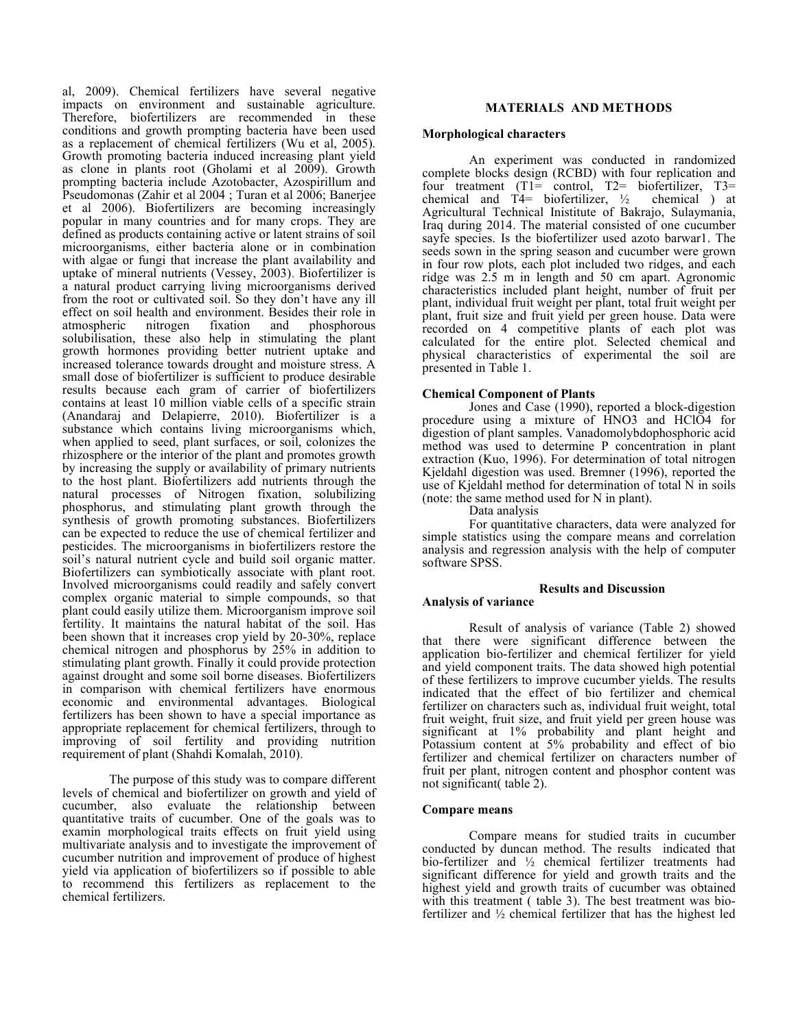al, 2009). Chemical fertilizers have several negative impacts on environment and sustainable agriculture. Therefore, biofertilizers are recommended in these conditions and growth prompting bacteria have been used as a replacement of chemical fertilizers (Wu et al, 2005). Growth promoting bacteria induced increasing plant yield as clone in plants root (Gholami et al 2009). Growth prompting bacteria include Azotobacter, Azospirillum and Pseudomonas (Zahir et al 2004 ; Turan et al 2006; Banerjee et al 2006). Biofertilizers are becoming increasingly popular in many countries and for many crops. They are defined as products containing active or latent strains of soil microorganisms, either bacteria alone or in combination with algae or fungi that increase the plant availability and uptake of mineral nutrients (Vessey, 2003). Biofertilizer is a natural product carrying living microorganisms derived from the root or cultivated soil. So they don't have any ill effect on soil health and environment. Besides their role in atmospheric nitrogen fixation and phosphorous solubilisation, these also help in stimulating the plant growth hormones providing better nutrient uptake and increased tolerance towards drought and moisture stress. A small dose of biofertilizer is sufficient to produce desirable results because each gram of carrier of biofertilizers contains at least 10 million viable cells of a specific strain (Anandaraj and Delapierre, 2010). Biofertilizer is a substance which contains living microorganisms which, when applied to seed, plant surfaces, or soil, colonizes the rhizosphere or the interior of the plant and promotes growth by increasing the supply or availability of primary nutrients to the host plant. Biofertilizers add nutrients through the natural processes of Nitrogen fixation, solubilizing phosphorus, and stimulating plant growth through the synthesis of growth promoting substances. Biofertilizers can be expected to reduce the use of chemical fertilizer and pesticides. The microorganisms in biofertilizers restore the soil's natural nutrient cycle and build soil organic matter. Biofertilizers can symbiotically associate with plant root. Involved microorganisms could readily and safely convert complex organic material to simple compounds, so that plant could easily utilize them. Microorganism improve soil fertility. It maintains the natural habitat of the soil. Has been shown that it increases crop yield by 20-30%, replace chemical nitrogen and phosphorus by 25% in addition to stimulating plant growth. Finally it could provide protection against drought and some soil borne diseases. Biofertilizers in comparison with chemical fertilizers have enormous economic and environmental advantages. Biological fertilizers has been shown to have a special importance as appropriate replacement for chemical fertilizers, through to improving of soil fertility and providing nutrition requirement of plant (Shahdi Komalah, 2010).

The purpose of this study was to compare different levels of chemical and biofertilizer on growth and yield of cucumber, also evaluate the relationship between quantitative traits of cucumber. One of the goals was to examin morphological traits effects on fruit yield using multivariate analysis and to investigate the improvement of cucumber nutrition and improvement of produce of highest yield via application of biofertilizers so if possible to able to recommend this fertilizers as replacement to the chemical fertilizers.

## MATERIALS AND METHODS

### Morphological characters

An experiment was conducted in randomized complete blocks design (RCBD) with four replication and four treatment (T1= control, T2= biofertilizer, T3= chemical and T4= biofertilizer, ½ chemical ) at Agricultural Technical Inistitute of Bakrajo, Sulaymania, Iraq during 2014. The material consisted of one cucumber sayfe species. Is the biofertilizer used azoto barwar1. The seeds sown in the spring season and cucumber were grown in four row plots, each plot included two ridges, and each ridge was 2.5 m in length and 50 cm apart. Agronomic characteristics included plant height, number of fruit per plant, individual fruit weight per plant, total fruit weight per plant, fruit size and fruit yield per green house. Data were recorded on 4 competitive plants of each plot was calculated for the entire plot. Selected chemical and physical characteristics of experimental the soil are presented in Table 1.

### Chemical Component of Plants

Jones and Case (1990), reported a block-digestion procedure using a mixture of $HNO_3$ and $HClO_4$ for digestion of plant samples. Vanadomolybdophosphoric acid method was used to determine P concentration in plant extraction (Kuo, 1996). For determination of total nitrogen Kjeldahl digestion was used. Bremner (1996), reported the use of Kjeldahl method for determination of total N in soils (note: the same method used for N in plant).

Data analysis

For quantitative characters, data were analyzed for simple statistics using the compare means and correlation analysis and regression analysis with the help of computer software SPSS.

## Results and Discussion

### Analysis of variance

Result of analysis of variance (Table 2) showed that there were significant difference between the application bio-fertilizer and chemical fertilizer for yield and yield component traits. The data showed high potential of these fertilizers to improve cucumber yields. The results indicated that the effect of bio fertilizer and chemical fertilizer on characters such as, individual fruit weight, total fruit weight, fruit size, and fruit yield per green house was significant at 1% probability and plant height and Potassium content at 5% probability and effect of bio fertilizer and chemical fertilizer on characters number of fruit per plant, nitrogen content and phosphor content was not significant( table 2).

### Compare means

Compare means for studied traits in cucumber conducted by duncan method. The results indicated that bio-fertilizer and ½ chemical fertilizer treatments had significant difference for yield and growth traits and the highest yield and growth traits of cucumber was obtained with this treatment ( table 3). The best treatment was bio-fertilizer and ½ chemical fertilizer that has the highest led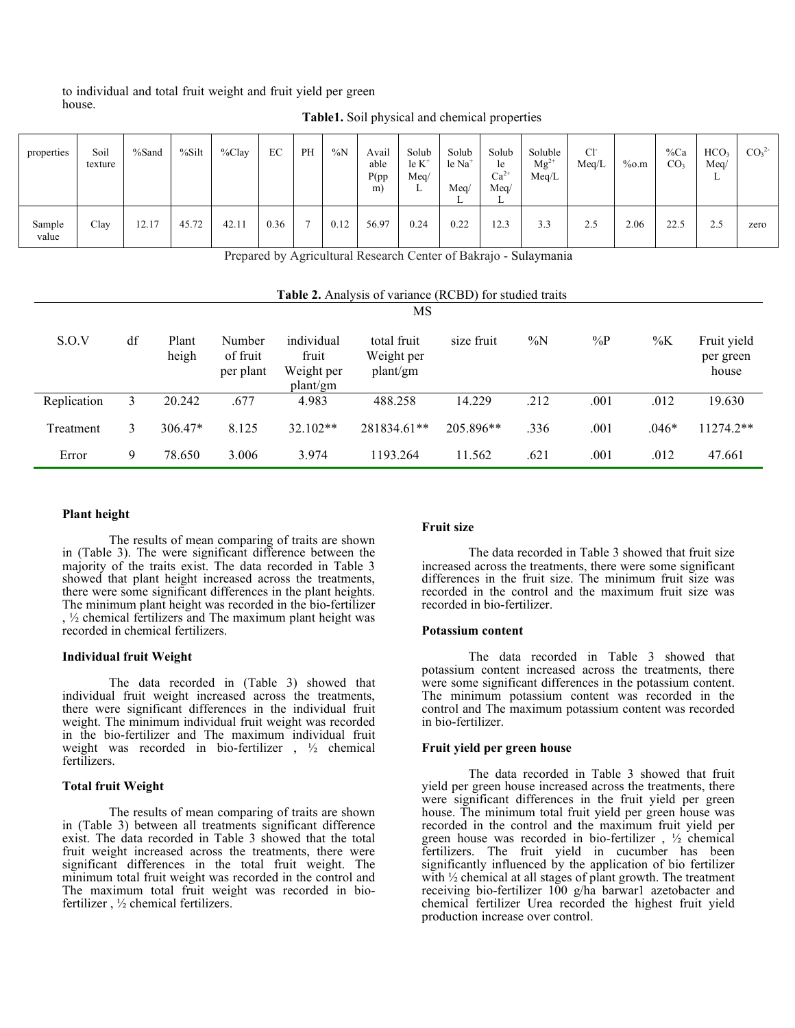to individual and total fruit weight and fruit yield per green house.

**Table1.** Soil physical and chemical properties

| properties | Soil texture | %Sand | %Silt | %Clay | EC | PH | %N | Available P(ppm) | Soluble $K^+$ Meq/L | Soluble $Na^+$ Meq/L | Soluble $Ca^{2+}$ Meq/L | Soluble $Mg^{2+}$ Meq/L | $Cl^-$ Meq/L | %o.m | %$CaCO_3$ | $HCO_3$ Meq/L | $CO_3^{2-}$ |
|---|---|---|---|---|---|---|---|---|---|---|---|---|---|---|---|---|---|
| Sample value | Clay | 12.17 | 45.72 | 42.11 | 0.36 | 7 | 0.12 | 56.97 | 0.24 | 0.22 | 12.3 | 3.3 | 2.5 | 2.06 | 22.5 | 2.5 | zero |

Prepared by Agricultural Research Center of Bakrajo - Sulaymania

**Table 2.** Analysis of variance (RCBD) for studied traits

| | | MS | | | | | | | | |
|---|---|---|---|---|---|---|---|---|---|---|
| S.O.V | df | Plant heigh | Number of fruit per plant | individual fruit Weight per plant/gm | total fruit Weight per plant/gm | size fruit | %N | %P | %K | Fruit yield per green house |
| Replication | 3 | 20.242 | .677 | 4.983 | 488.258 | 14.229 | .212 | .001 | .012 | 19.630 |
| Treatment | 3 | 306.47* | 8.125 | 32.102** | 281834.61** | 205.896** | .336 | .001 | .046* | 11274.2** |
| Error | 9 | 78.650 | 3.006 | 3.974 | 1193.264 | 11.562 | .621 | .001 | .012 | 47.661 |

#### Plant height

The results of mean comparing of traits are shown in (Table 3). The were significant difference between the majority of the traits exist. The data recorded in Table 3 showed that plant height increased across the treatments, there were some significant differences in the plant heights. The minimum plant height was recorded in the bio-fertilizer , ½ chemical fertilizers and The maximum plant height was recorded in chemical fertilizers.

#### Individual fruit Weight

The data recorded in (Table 3) showed that individual fruit weight increased across the treatments, there were significant differences in the individual fruit weight. The minimum individual fruit weight was recorded in the bio-fertilizer and The maximum individual fruit weight was recorded in bio-fertilizer , ½ chemical fertilizers.

#### Total fruit Weight

The results of mean comparing of traits are shown in (Table 3) between all treatments significant difference exist. The data recorded in Table 3 showed that the total fruit weight increased across the treatments, there were significant differences in the total fruit weight. The minimum total fruit weight was recorded in the control and The maximum total fruit weight was recorded in bio-fertilizer , ½ chemical fertilizers.

#### Fruit size

The data recorded in Table 3 showed that fruit size increased across the treatments, there were some significant differences in the fruit size. The minimum fruit size was recorded in the control and the maximum fruit size was recorded in bio-fertilizer.

#### Potassium content

The data recorded in Table 3 showed that potassium content increased across the treatments, there were some significant differences in the potassium content. The minimum potassium content was recorded in the control and The maximum potassium content was recorded in bio-fertilizer.

#### Fruit yield per green house

The data recorded in Table 3 showed that fruit yield per green house increased across the treatments, there were significant differences in the fruit yield per green house. The minimum total fruit yield per green house was recorded in the control and the maximum fruit yield per green house was recorded in bio-fertilizer , ½ chemical fertilizers. The fruit yield in cucumber has been significantly influenced by the application of bio fertilizer with ½ chemical at all stages of plant growth. The treatment receiving bio-fertilizer 100 g/ha barwar1 azetobacter and chemical fertilizer Urea recorded the highest fruit yield production increase over control.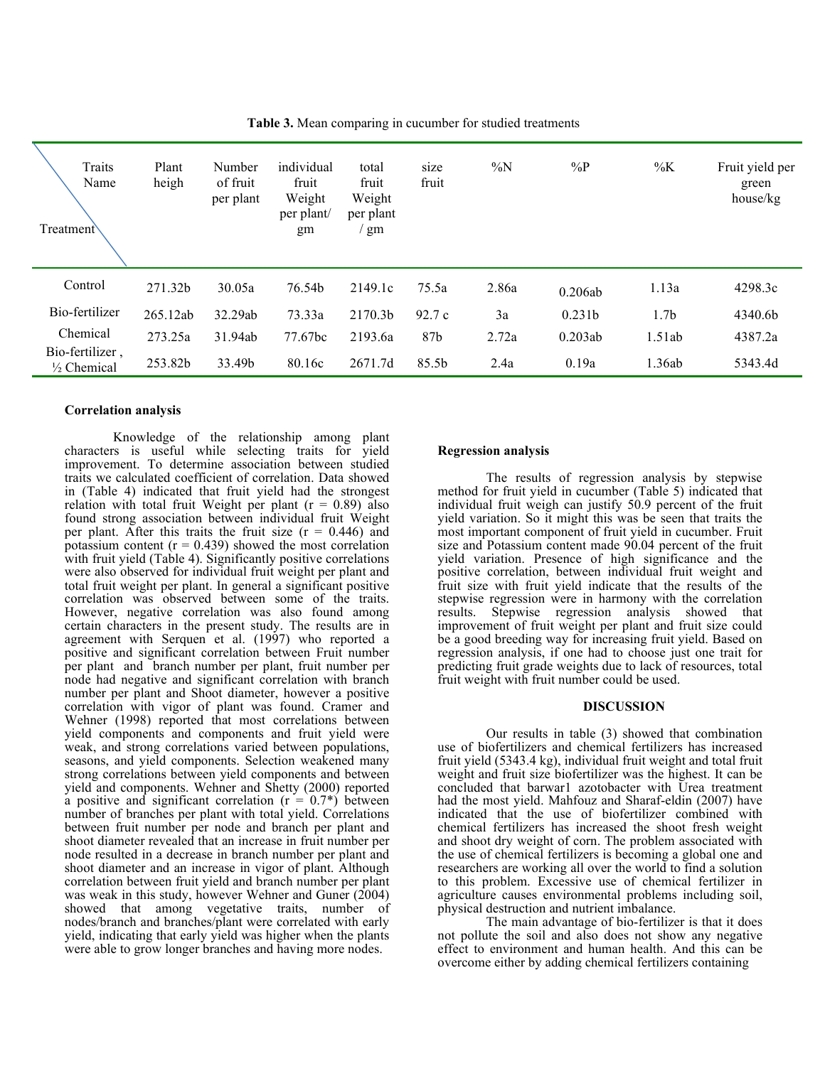**Table 3.** Mean comparing in cucumber for studied treatments

| Traits Name / Treatment | Plant heigh | Number of fruit per plant | individual fruit Weight per plant/ gm | total fruit Weight per plant / gm | size fruit | %N | %P | %K | Fruit yield per green house/kg |
|---|---|---|---|---|---|---|---|---|---|
| Control | 271.32b | 30.05a | 76.54b | 2149.1c | 75.5a | 2.86a | 0.206ab | 1.13a | 4298.3c |
| Bio-fertilizer | 265.12ab | 32.29ab | 73.33a | 2170.3b | 92.7 c | 3a | 0.231b | 1.7b | 4340.6b |
| Chemical | 273.25a | 31.94ab | 77.67bc | 2193.6a | 87b | 2.72a | 0.203ab | 1.51ab | 4387.2a |
| Bio-fertilizer , ½ Chemical | 253.82b | 33.49b | 80.16c | 2671.7d | 85.5b | 2.4a | 0.19a | 1.36ab | 5343.4d |

**Correlation analysis**

Knowledge of the relationship among plant characters is useful while selecting traits for yield improvement. To determine association between studied traits we calculated coefficient of correlation. Data showed in (Table 4) indicated that fruit yield had the strongest relation with total fruit Weight per plant ($r = 0.89$) also found strong association between individual fruit Weight per plant. After this traits the fruit size ($r = 0.446$) and potassium content ($r = 0.439$) showed the most correlation with fruit yield (Table 4). Significantly positive correlations were also observed for individual fruit weight per plant and total fruit weight per plant. In general a significant positive correlation was observed between some of the traits. However, negative correlation was also found among certain characters in the present study. The results are in agreement with Serquen et al. (1997) who reported a positive and significant correlation between Fruit number per plant and branch number per plant, fruit number per node had negative and significant correlation with branch number per plant and Shoot diameter, however a positive correlation with vigor of plant was found. Cramer and Wehner (1998) reported that most correlations between yield components and components and fruit yield were weak, and strong correlations varied between populations, seasons, and yield components. Selection weakened many strong correlations between yield components and between yield and components. Wehner and Shetty (2000) reported a positive and significant correlation ($r = 0.7^*$) between number of branches per plant with total yield. Correlations between fruit number per node and branch per plant and shoot diameter revealed that an increase in fruit number per node resulted in a decrease in branch number per plant and shoot diameter and an increase in vigor of plant. Although correlation between fruit yield and branch number per plant was weak in this study, however Wehner and Guner (2004) showed that among vegetative traits, number of nodes/branch and branches/plant were correlated with early yield, indicating that early yield was higher when the plants were able to grow longer branches and having more nodes.

**Regression analysis**

The results of regression analysis by stepwise method for fruit yield in cucumber (Table 5) indicated that individual fruit weigh can justify 50.9 percent of the fruit yield variation. So it might this was be seen that traits the most important component of fruit yield in cucumber. Fruit size and Potassium content made 90.04 percent of the fruit yield variation. Presence of high significance and the positive correlation, between individual fruit weight and fruit size with fruit yield indicate that the results of the stepwise regression were in harmony with the correlation results. Stepwise regression analysis showed that improvement of fruit weight per plant and fruit size could be a good breeding way for increasing fruit yield. Based on regression analysis, if one had to choose just one trait for predicting fruit grade weights due to lack of resources, total fruit weight with fruit number could be used.

## DISCUSSION

Our results in table (3) showed that combination use of biofertilizers and chemical fertilizers has increased fruit yield (5343.4 kg), individual fruit weight and total fruit weight and fruit size biofertilizer was the highest. It can be concluded that barwar1 azotobacter with Urea treatment had the most yield. Mahfouz and Sharaf-eldin (2007) have indicated that the use of biofertilizer combined with chemical fertilizers has increased the shoot fresh weight and shoot dry weight of corn. The problem associated with the use of chemical fertilizers is becoming a global one and researchers are working all over the world to find a solution to this problem. Excessive use of chemical fertilizer in agriculture causes environmental problems including soil, physical destruction and nutrient imbalance.

The main advantage of bio-fertilizer is that it does not pollute the soil and also does not show any negative effect to environment and human health. And this can be overcome either by adding chemical fertilizers containing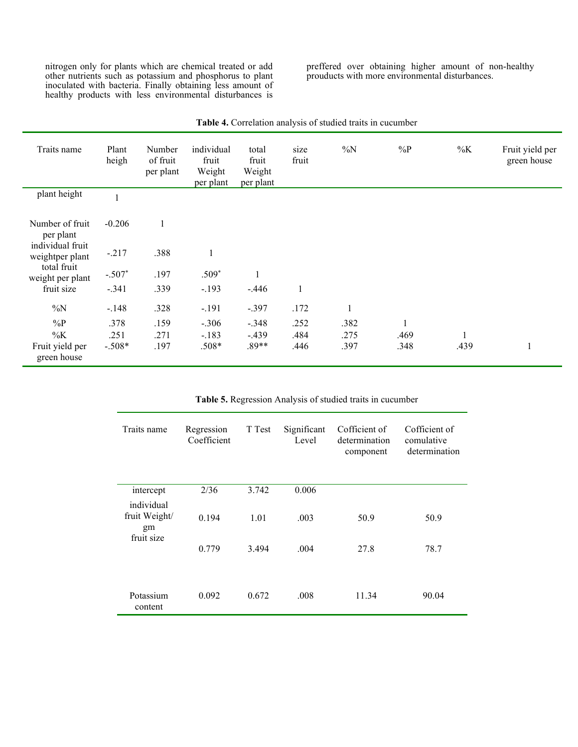nitrogen only for plants which are chemical treated or add other nutrients such as potassium and phosphorus to plant inoculated with bacteria. Finally obtaining less amount of healthy products with less environmental disturbances is preffered over obtaining higher amount of non-healthy prouducts with more environmental disturbances.

**Table 4.** Correlation analysis of studied traits in cucumber

| Traits name | Plant heigh | Number of fruit per plant | individual fruit Weight per plant | total fruit Weight per plant | size fruit | %N | %P | %K | Fruit yield per green house |
|---|---|---|---|---|---|---|---|---|---|
| plant height | 1 | | | | | | | | |
| Number of fruit per plant | -0.206 | 1 | | | | | | | |
| individual fruit weightper plant | -.217 | .388 | 1 | | | | | | |
| total fruit weight per plant | -.507* | .197 | .509* | 1 | | | | | |
| fruit size | -.341 | .339 | -.193 | -.446 | 1 | | | | |
| %N | -.148 | .328 | -.191 | -.397 | .172 | 1 | | | |
| %P | .378 | .159 | -.306 | -.348 | .252 | .382 | 1 | | |
| %K | .251 | .271 | -.183 | -.439 | .484 | .275 | .469 | 1 | |
| Fruit yield per green house | -.508* | .197 | .508* | .89** | .446 | .397 | .348 | .439 | 1 |

**Table 5.** Regression Analysis of studied traits in cucumber

| Traits name | Regression Coefficient | T Test | Significant Level | Cofficient of determination component | Cofficient of comulative determination |
|---|---|---|---|---|---|
| intercept | 2/36 | 3.742 | 0.006 | | |
| individual fruit Weight/ gm | 0.194 | 1.01 | .003 | 50.9 | 50.9 |
| fruit size | 0.779 | 3.494 | .004 | 27.8 | 78.7 |
| Potassium content | 0.092 | 0.672 | .008 | 11.34 | 90.04 |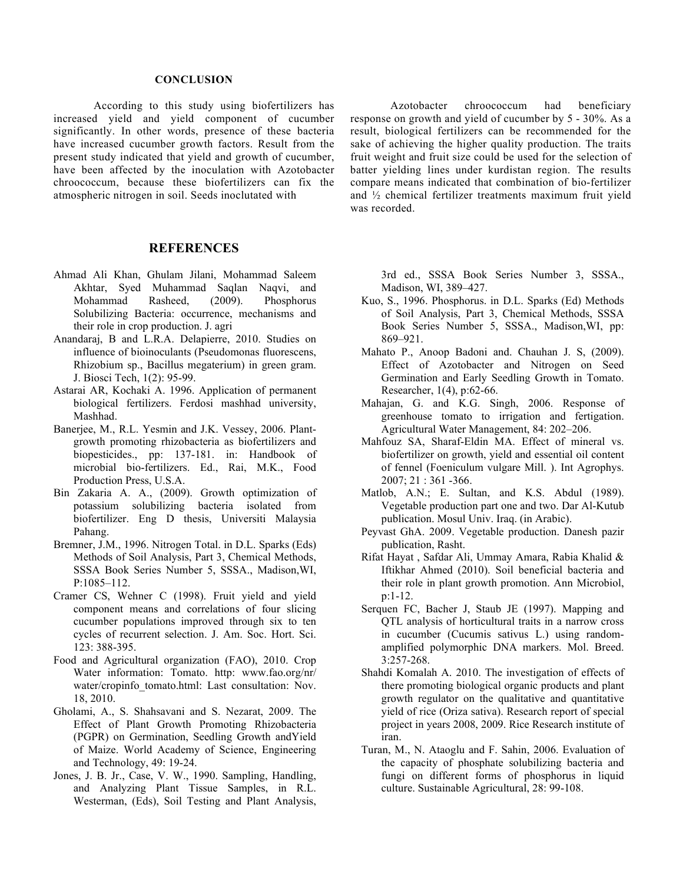## CONCLUSION

According to this study using biofertilizers has increased yield and yield component of cucumber significantly. In other words, presence of these bacteria have increased cucumber growth factors. Result from the present study indicated that yield and growth of cucumber, have been affected by the inoculation with Azotobacter chroococcum, because these biofertilizers can fix the atmospheric nitrogen in soil. Seeds inoclutated with Azotobacter chroococcum had beneficiary response on growth and yield of cucumber by 5 - 30%. As a result, biological fertilizers can be recommended for the sake of achieving the higher quality production. The traits fruit weight and fruit size could be used for the selection of batter yielding lines under kurdistan region. The results compare means indicated that combination of bio-fertilizer and ½ chemical fertilizer treatments maximum fruit yield was recorded.

## REFERENCES

- Ahmad Ali Khan, Ghulam Jilani, Mohammad Saleem Akhtar, Syed Muhammad Saqlan Naqvi, and Mohammad Rasheed, (2009). Phosphorus Solubilizing Bacteria: occurrence, mechanisms and their role in crop production. J. agri
- Anandaraj, B and L.R.A. Delapierre, 2010. Studies on influence of bioinoculants (Pseudomonas fluorescens, Rhizobium sp., Bacillus megaterium) in green gram. J. Biosci Tech, 1(2): 95-99.
- Astarai AR, Kochaki A. 1996. Application of permanent biological fertilizers. Ferdosi mashhad university, Mashhad.
- Banerjee, M., R.L. Yesmin and J.K. Vessey, 2006. Plant-growth promoting rhizobacteria as biofertilizers and biopesticides., pp: 137-181. in: Handbook of microbial bio-fertilizers. Ed., Rai, M.K., Food Production Press, U.S.A.
- Bin Zakaria A. A., (2009). Growth optimization of potassium solubilizing bacteria isolated from biofertilizer. Eng D thesis, Universiti Malaysia Pahang.
- Bremner, J.M., 1996. Nitrogen Total. in D.L. Sparks (Eds) Methods of Soil Analysis, Part 3, Chemical Methods, SSSA Book Series Number 5, SSSA., Madison,WI, P:1085–112.
- Cramer CS, Wehner C (1998). Fruit yield and yield component means and correlations of four slicing cucumber populations improved through six to ten cycles of recurrent selection. J. Am. Soc. Hort. Sci. 123: 388-395.
- Food and Agricultural organization (FAO), 2010. Crop Water information: Tomato. http: www.fao.org/nr/ water/cropinfo_tomato.html: Last consultation: Nov. 18, 2010.
- Gholami, A., S. Shahsavani and S. Nezarat, 2009. The Effect of Plant Growth Promoting Rhizobacteria (PGPR) on Germination, Seedling Growth andYield of Maize. World Academy of Science, Engineering and Technology, 49: 19-24.
- Jones, J. B. Jr., Case, V. W., 1990. Sampling, Handling, and Analyzing Plant Tissue Samples, in R.L. Westerman, (Eds), Soil Testing and Plant Analysis, 3rd ed., SSSA Book Series Number 3, SSSA., Madison, WI, 389–427.
- Kuo, S., 1996. Phosphorus. in D.L. Sparks (Ed) Methods of Soil Analysis, Part 3, Chemical Methods, SSSA Book Series Number 5, SSSA., Madison,WI, pp: 869–921.
- Mahato P., Anoop Badoni and. Chauhan J. S, (2009). Effect of Azotobacter and Nitrogen on Seed Germination and Early Seedling Growth in Tomato. Researcher, 1(4), p:62-66.
- Mahajan, G. and K.G. Singh, 2006. Response of greenhouse tomato to irrigation and fertigation. Agricultural Water Management, 84: 202–206.
- Mahfouz SA, Sharaf-Eldin MA. Effect of mineral vs. biofertilizer on growth, yield and essential oil content of fennel (Foeniculum vulgare Mill. ). Int Agrophys. 2007; 21 : 361 -366.
- Matlob, A.N.; E. Sultan, and K.S. Abdul (1989). Vegetable production part one and two. Dar Al-Kutub publication. Mosul Univ. Iraq. (in Arabic).
- Peyvast GhA. 2009. Vegetable production. Danesh pazir publication, Rasht.
- Rifat Hayat , Safdar Ali, Ummay Amara, Rabia Khalid & Iftikhar Ahmed (2010). Soil beneficial bacteria and their role in plant growth promotion. Ann Microbiol, p:1-12.
- Serquen FC, Bacher J, Staub JE (1997). Mapping and QTL analysis of horticultural traits in a narrow cross in cucumber (Cucumis sativus L.) using random-amplified polymorphic DNA markers. Mol. Breed. 3:257-268.
- Shahdi Komalah A. 2010. The investigation of effects of there promoting biological organic products and plant growth regulator on the qualitative and quantitative yield of rice (Oriza sativa). Research report of special project in years 2008, 2009. Rice Research institute of iran.
- Turan, M., N. Ataoglu and F. Sahin, 2006. Evaluation of the capacity of phosphate solubilizing bacteria and fungi on different forms of phosphorus in liquid culture. Sustainable Agricultural, 28: 99-108.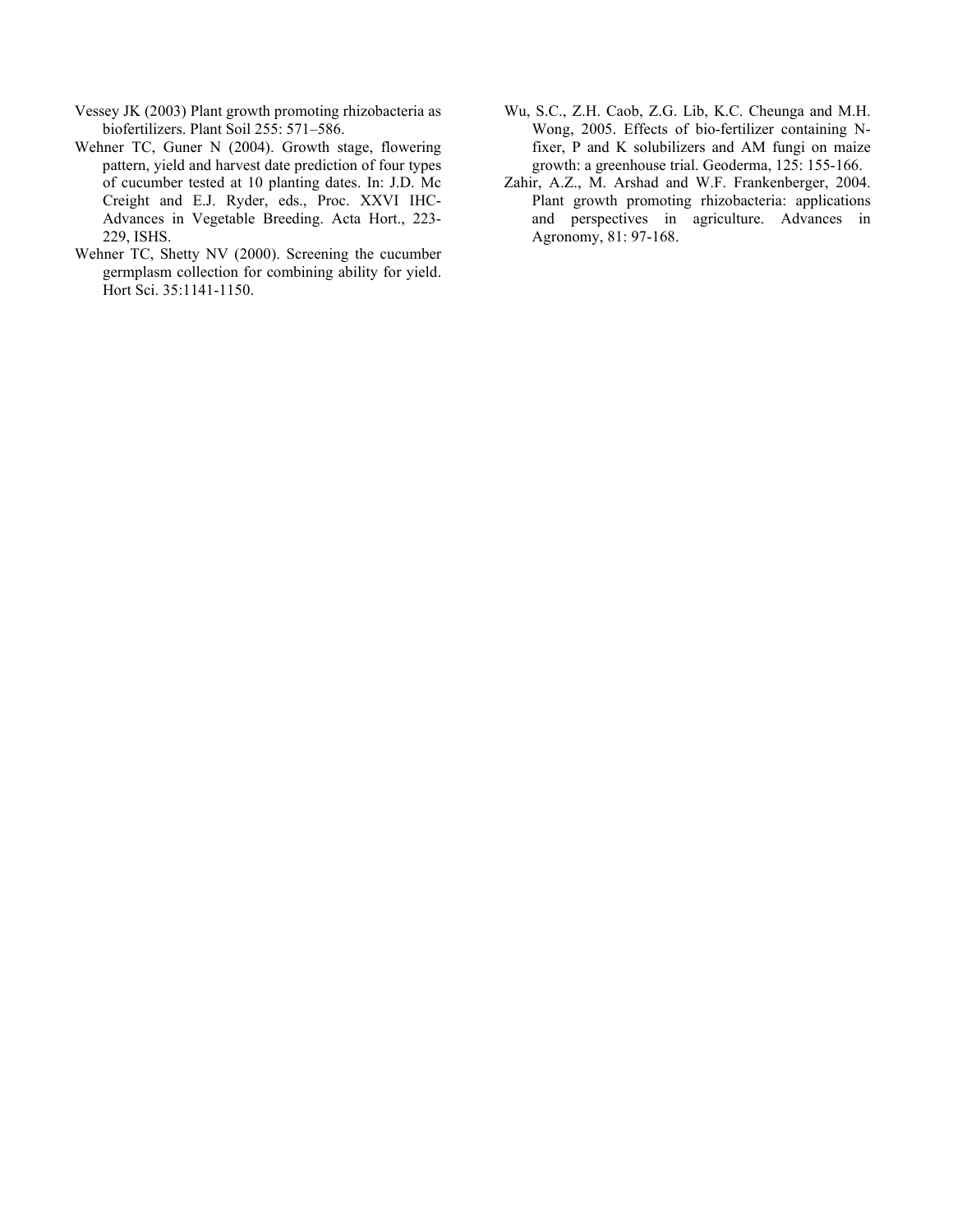Vessey JK (2003) Plant growth promoting rhizobacteria as biofertilizers. Plant Soil 255: 571–586.

Wehner TC, Guner N (2004). Growth stage, flowering pattern, yield and harvest date prediction of four types of cucumber tested at 10 planting dates. In: J.D. Mc Creight and E.J. Ryder, eds., Proc. XXVI IHC-Advances in Vegetable Breeding. Acta Hort., 223-229, ISHS.

Wehner TC, Shetty NV (2000). Screening the cucumber germplasm collection for combining ability for yield. Hort Sci. 35:1141-1150.

Wu, S.C., Z.H. Caob, Z.G. Lib, K.C. Cheunga and M.H. Wong, 2005. Effects of bio-fertilizer containing N-fixer, P and K solubilizers and AM fungi on maize growth: a greenhouse trial. Geoderma, 125: 155-166.

Zahir, A.Z., M. Arshad and W.F. Frankenberger, 2004. Plant growth promoting rhizobacteria: applications and perspectives in agriculture. Advances in Agronomy, 81: 97-168.